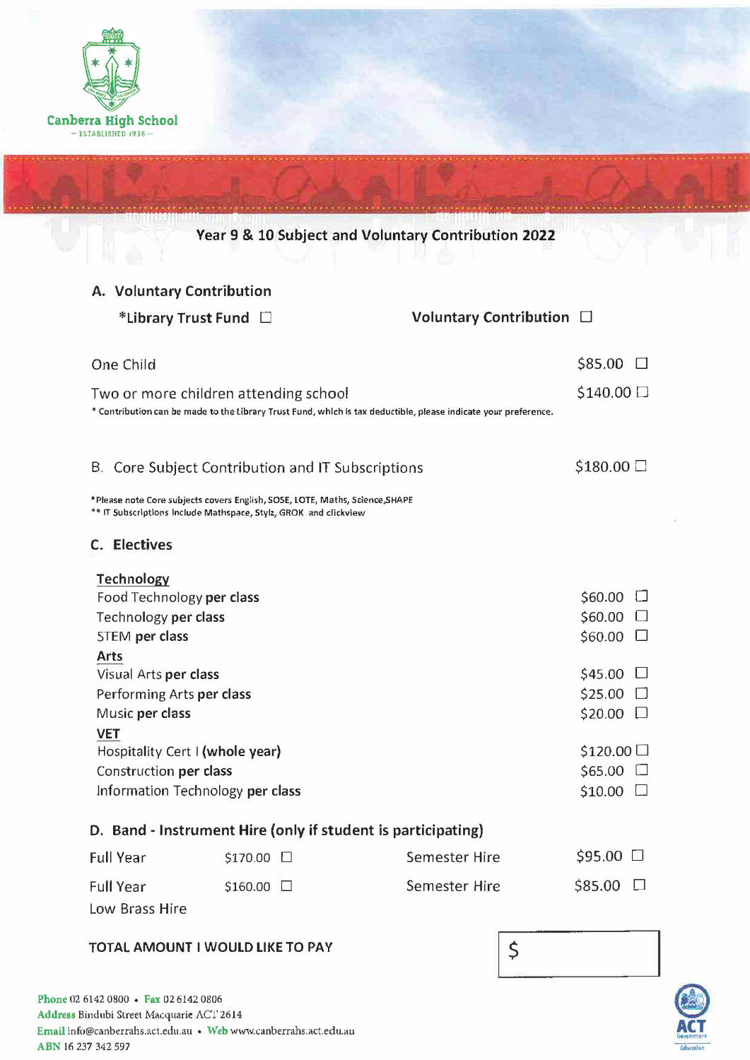Canberra High School
— ESTABLISHED 1938 —

# Year 9 & 10 Subject and Voluntary Contribution 2022

## A. Voluntary Contribution

*Library Trust Fund ☐ Voluntary Contribution ☐

| | |
|---|---|
| One Child | $85.00 ☐ |
| Two or more children attending school | $140.00 ☐ |

* Contribution can be made to the Library Trust Fund, which is tax deductible, please indicate your preference.

## B. Core Subject Contribution and IT Subscriptions

| | |
|---|---|
| B. Core Subject Contribution and IT Subscriptions | $180.00 ☐ |

*Please note Core subjects covers English, SOSE, LOTE, Maths, Science,SHAPE
** IT Subscriptions include Mathspace, Stylz, GROK and clickview

## C. Electives

| | |
|---|---|
| **Technology** | |
| Food Technology **per class** | $60.00 ☐ |
| Technology **per class** | $60.00 ☐ |
| STEM **per class** | $60.00 ☐ |
| **Arts** | |
| Visual Arts **per class** | $45.00 ☐ |
| Performing Arts **per class** | $25.00 ☐ |
| Music **per class** | $20.00 ☐ |
| **VET** | |
| Hospitality Cert I **(whole year)** | $120.00 ☐ |
| Construction **per class** | $65.00 ☐ |
| Information Technology **per class** | $10.00 ☐ |

## D. Band - Instrument Hire (only if student is participating)

| | | | |
|---|---|---|---|
| Full Year | $170.00 ☐ | Semester Hire | $95.00 ☐ |
| Full Year<br>Low Brass Hire | $160.00 ☐ | Semester Hire | $85.00 ☐ |

**TOTAL AMOUNT I WOULD LIKE TO PAY** $

**Phone** 02 6142 0800 • **Fax** 02 6142 0806
**Address** Bindubi Street Macquarie ACT 2614
**Email** info@canberrahs.act.edu.au • **Web** www.canberrahs.act.edu.au
**ABN** 16 237 342 597

ACT Government Education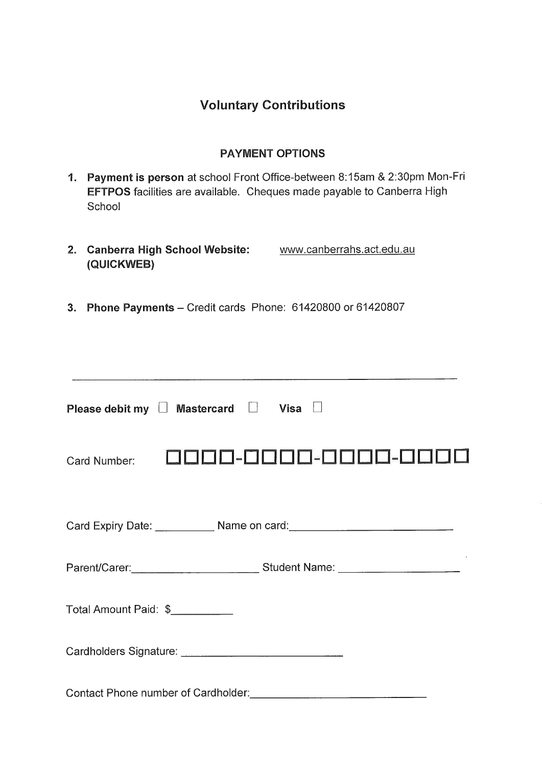## Voluntary Contributions

### PAYMENT OPTIONS

1. **Payment is person** at school Front Office-between 8:15am & 2:30pm Mon-Fri **EFTPOS** facilities are available. Cheques made payable to Canberra High School

2. **Canberra High School Website: (QUICKWEB)** www.canberrahs.act.edu.au

3. **Phone Payments** – Credit cards Phone: 61420800 or 61420807

---

**Please debit my** ☐ **Mastercard** ☐ **Visa** ☐

Card Number: ☐☐☐☐-☐☐☐☐-☐☐☐☐-☐☐☐☐

Card Expiry Date: __________ Name on card: ____________________________

Parent/Carer: ______________________ Student Name: ____________________

Total Amount Paid: $__________

Cardholders Signature: ____________________________

Contact Phone number of Cardholder: ______________________________